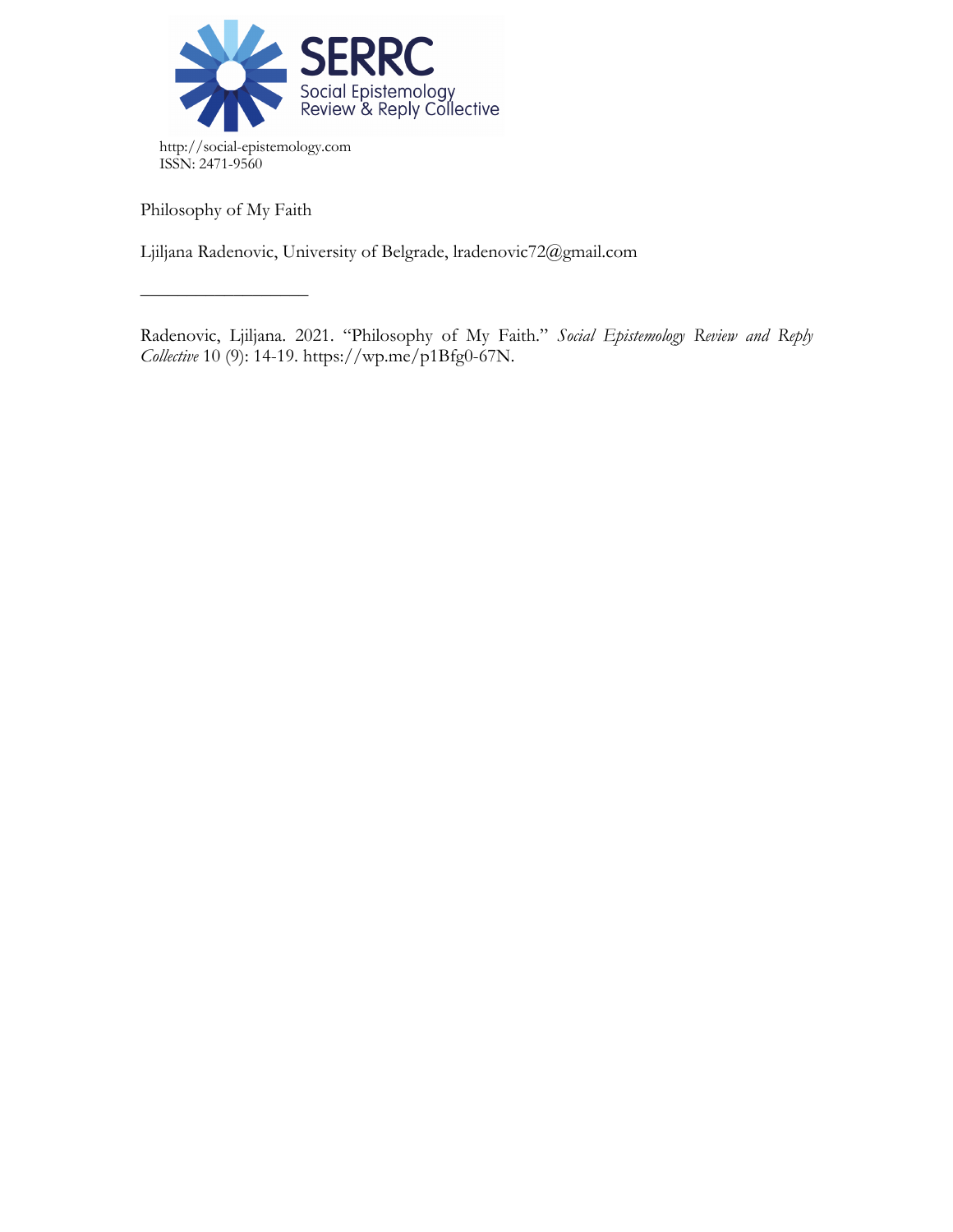SERRC
Social Epistemology Review & Reply Collective

http://social-epistemology.com
ISSN: 2471-9560

# Philosophy of My Faith

Ljiljana Radenovic, University of Belgrade, lradenovic72@gmail.com

---

Radenovic, Ljiljana. 2021. "Philosophy of My Faith." *Social Epistemology Review and Reply Collective* 10 (9): 14-19. https://wp.me/p1Bfg0-67N.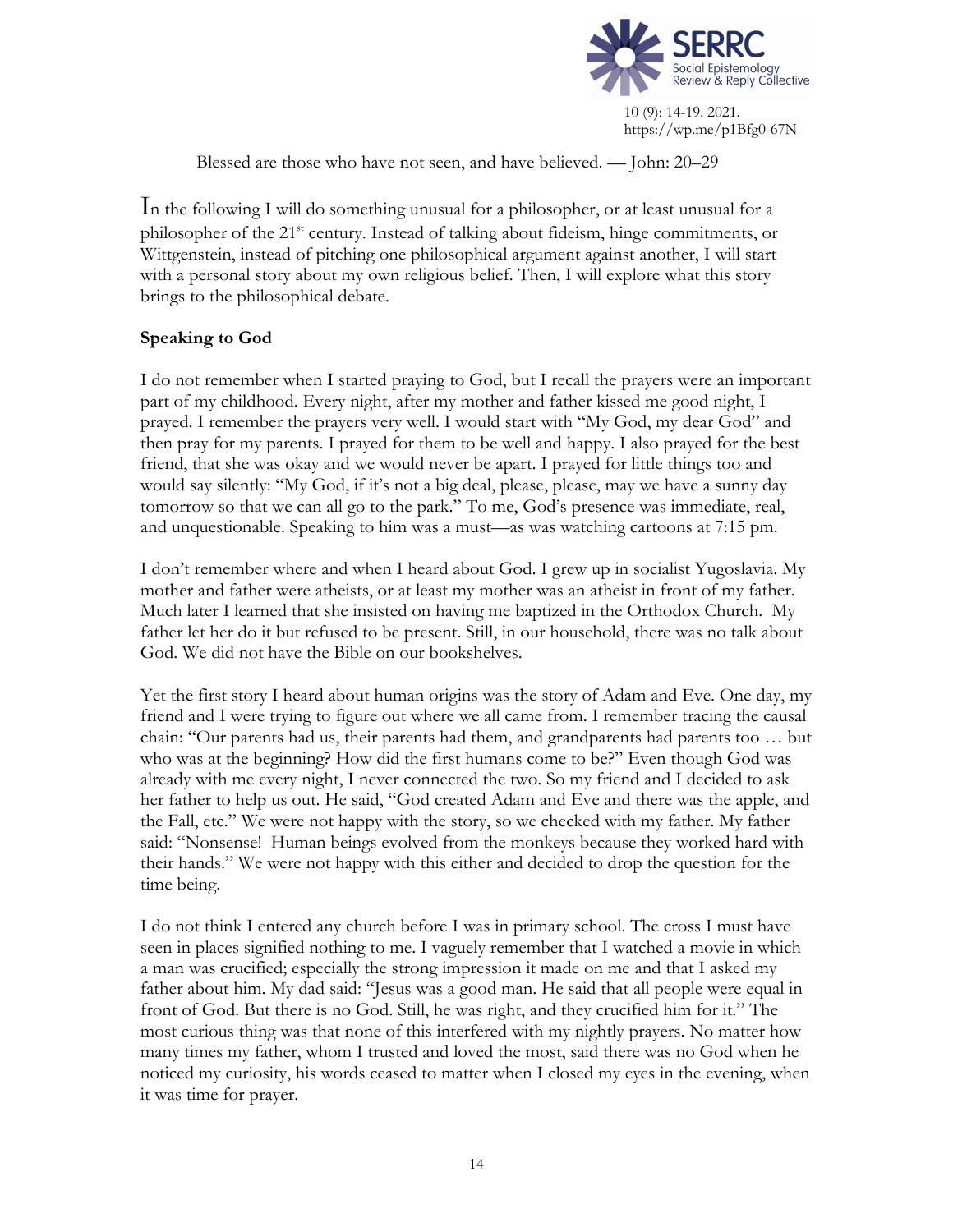Blessed are those who have not seen, and have believed. — John: 20–29

In the following I will do something unusual for a philosopher, or at least unusual for a philosopher of the 21st century. Instead of talking about fideism, hinge commitments, or Wittgenstein, instead of pitching one philosophical argument against another, I will start with a personal story about my own religious belief. Then, I will explore what this story brings to the philosophical debate.

**Speaking to God**

I do not remember when I started praying to God, but I recall the prayers were an important part of my childhood. Every night, after my mother and father kissed me good night, I prayed. I remember the prayers very well. I would start with "My God, my dear God" and then pray for my parents. I prayed for them to be well and happy. I also prayed for the best friend, that she was okay and we would never be apart. I prayed for little things too and would say silently: "My God, if it's not a big deal, please, please, may we have a sunny day tomorrow so that we can all go to the park." To me, God's presence was immediate, real, and unquestionable. Speaking to him was a must—as was watching cartoons at 7:15 pm.

I don't remember where and when I heard about God. I grew up in socialist Yugoslavia. My mother and father were atheists, or at least my mother was an atheist in front of my father. Much later I learned that she insisted on having me baptized in the Orthodox Church. My father let her do it but refused to be present. Still, in our household, there was no talk about God. We did not have the Bible on our bookshelves.

Yet the first story I heard about human origins was the story of Adam and Eve. One day, my friend and I were trying to figure out where we all came from. I remember tracing the causal chain: "Our parents had us, their parents had them, and grandparents had parents too … but who was at the beginning? How did the first humans come to be?" Even though God was already with me every night, I never connected the two. So my friend and I decided to ask her father to help us out. He said, "God created Adam and Eve and there was the apple, and the Fall, etc." We were not happy with the story, so we checked with my father. My father said: "Nonsense! Human beings evolved from the monkeys because they worked hard with their hands." We were not happy with this either and decided to drop the question for the time being.

I do not think I entered any church before I was in primary school. The cross I must have seen in places signified nothing to me. I vaguely remember that I watched a movie in which a man was crucified; especially the strong impression it made on me and that I asked my father about him. My dad said: "Jesus was a good man. He said that all people were equal in front of God. But there is no God. Still, he was right, and they crucified him for it." The most curious thing was that none of this interfered with my nightly prayers. No matter how many times my father, whom I trusted and loved the most, said there was no God when he noticed my curiosity, his words ceased to matter when I closed my eyes in the evening, when it was time for prayer.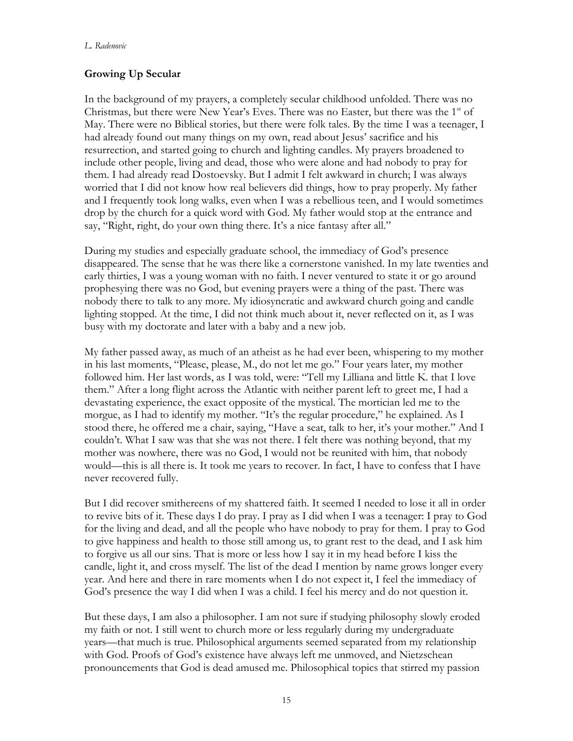## Growing Up Secular

In the background of my prayers, a completely secular childhood unfolded. There was no Christmas, but there were New Year's Eves. There was no Easter, but there was the 1st of May. There were no Biblical stories, but there were folk tales. By the time I was a teenager, I had already found out many things on my own, read about Jesus' sacrifice and his resurrection, and started going to church and lighting candles. My prayers broadened to include other people, living and dead, those who were alone and had nobody to pray for them. I had already read Dostoevsky. But I admit I felt awkward in church; I was always worried that I did not know how real believers did things, how to pray properly. My father and I frequently took long walks, even when I was a rebellious teen, and I would sometimes drop by the church for a quick word with God. My father would stop at the entrance and say, "Right, right, do your own thing there. It's a nice fantasy after all."

During my studies and especially graduate school, the immediacy of God's presence disappeared. The sense that he was there like a cornerstone vanished. In my late twenties and early thirties, I was a young woman with no faith. I never ventured to state it or go around prophesying there was no God, but evening prayers were a thing of the past. There was nobody there to talk to any more. My idiosyncratic and awkward church going and candle lighting stopped. At the time, I did not think much about it, never reflected on it, as I was busy with my doctorate and later with a baby and a new job.

My father passed away, as much of an atheist as he had ever been, whispering to my mother in his last moments, "Please, please, M., do not let me go." Four years later, my mother followed him. Her last words, as I was told, were: "Tell my Lilliana and little K. that I love them." After a long flight across the Atlantic with neither parent left to greet me, I had a devastating experience, the exact opposite of the mystical. The mortician led me to the morgue, as I had to identify my mother. "It's the regular procedure," he explained. As I stood there, he offered me a chair, saying, "Have a seat, talk to her, it's your mother." And I couldn't. What I saw was that she was not there. I felt there was nothing beyond, that my mother was nowhere, there was no God, I would not be reunited with him, that nobody would—this is all there is. It took me years to recover. In fact, I have to confess that I have never recovered fully.

But I did recover smithereens of my shattered faith. It seemed I needed to lose it all in order to revive bits of it. These days I do pray. I pray as I did when I was a teenager: I pray to God for the living and dead, and all the people who have nobody to pray for them. I pray to God to give happiness and health to those still among us, to grant rest to the dead, and I ask him to forgive us all our sins. That is more or less how I say it in my head before I kiss the candle, light it, and cross myself. The list of the dead I mention by name grows longer every year. And here and there in rare moments when I do not expect it, I feel the immediacy of God's presence the way I did when I was a child. I feel his mercy and do not question it.

But these days, I am also a philosopher. I am not sure if studying philosophy slowly eroded my faith or not. I still went to church more or less regularly during my undergraduate years—that much is true. Philosophical arguments seemed separated from my relationship with God. Proofs of God's existence have always left me unmoved, and Nietzschean pronouncements that God is dead amused me. Philosophical topics that stirred my passion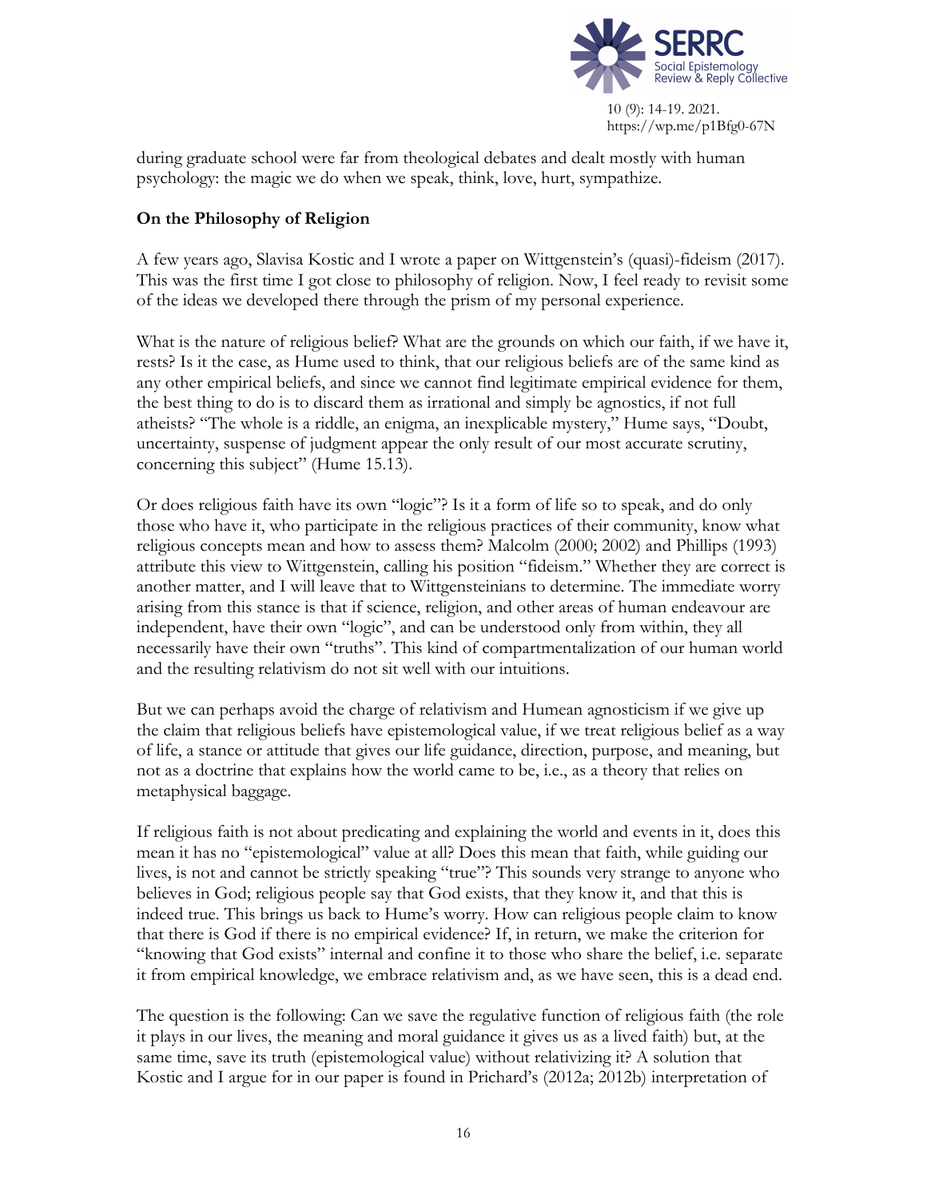during graduate school were far from theological debates and dealt mostly with human psychology: the magic we do when we speak, think, love, hurt, sympathize.

## On the Philosophy of Religion

A few years ago, Slavisa Kostic and I wrote a paper on Wittgenstein's (quasi)-fideism (2017). This was the first time I got close to philosophy of religion. Now, I feel ready to revisit some of the ideas we developed there through the prism of my personal experience.

What is the nature of religious belief? What are the grounds on which our faith, if we have it, rests? Is it the case, as Hume used to think, that our religious beliefs are of the same kind as any other empirical beliefs, and since we cannot find legitimate empirical evidence for them, the best thing to do is to discard them as irrational and simply be agnostics, if not full atheists? "The whole is a riddle, an enigma, an inexplicable mystery," Hume says, "Doubt, uncertainty, suspense of judgment appear the only result of our most accurate scrutiny, concerning this subject" (Hume 15.13).

Or does religious faith have its own "logic"? Is it a form of life so to speak, and do only those who have it, who participate in the religious practices of their community, know what religious concepts mean and how to assess them? Malcolm (2000; 2002) and Phillips (1993) attribute this view to Wittgenstein, calling his position "fideism." Whether they are correct is another matter, and I will leave that to Wittgensteinians to determine. The immediate worry arising from this stance is that if science, religion, and other areas of human endeavour are independent, have their own "logic", and can be understood only from within, they all necessarily have their own "truths". This kind of compartmentalization of our human world and the resulting relativism do not sit well with our intuitions.

But we can perhaps avoid the charge of relativism and Humean agnosticism if we give up the claim that religious beliefs have epistemological value, if we treat religious belief as a way of life, a stance or attitude that gives our life guidance, direction, purpose, and meaning, but not as a doctrine that explains how the world came to be, i.e., as a theory that relies on metaphysical baggage.

If religious faith is not about predicating and explaining the world and events in it, does this mean it has no "epistemological" value at all? Does this mean that faith, while guiding our lives, is not and cannot be strictly speaking "true"? This sounds very strange to anyone who believes in God; religious people say that God exists, that they know it, and that this is indeed true. This brings us back to Hume's worry. How can religious people claim to know that there is God if there is no empirical evidence? If, in return, we make the criterion for "knowing that God exists" internal and confine it to those who share the belief, i.e. separate it from empirical knowledge, we embrace relativism and, as we have seen, this is a dead end.

The question is the following: Can we save the regulative function of religious faith (the role it plays in our lives, the meaning and moral guidance it gives us as a lived faith) but, at the same time, save its truth (epistemological value) without relativizing it? A solution that Kostic and I argue for in our paper is found in Prichard's (2012a; 2012b) interpretation of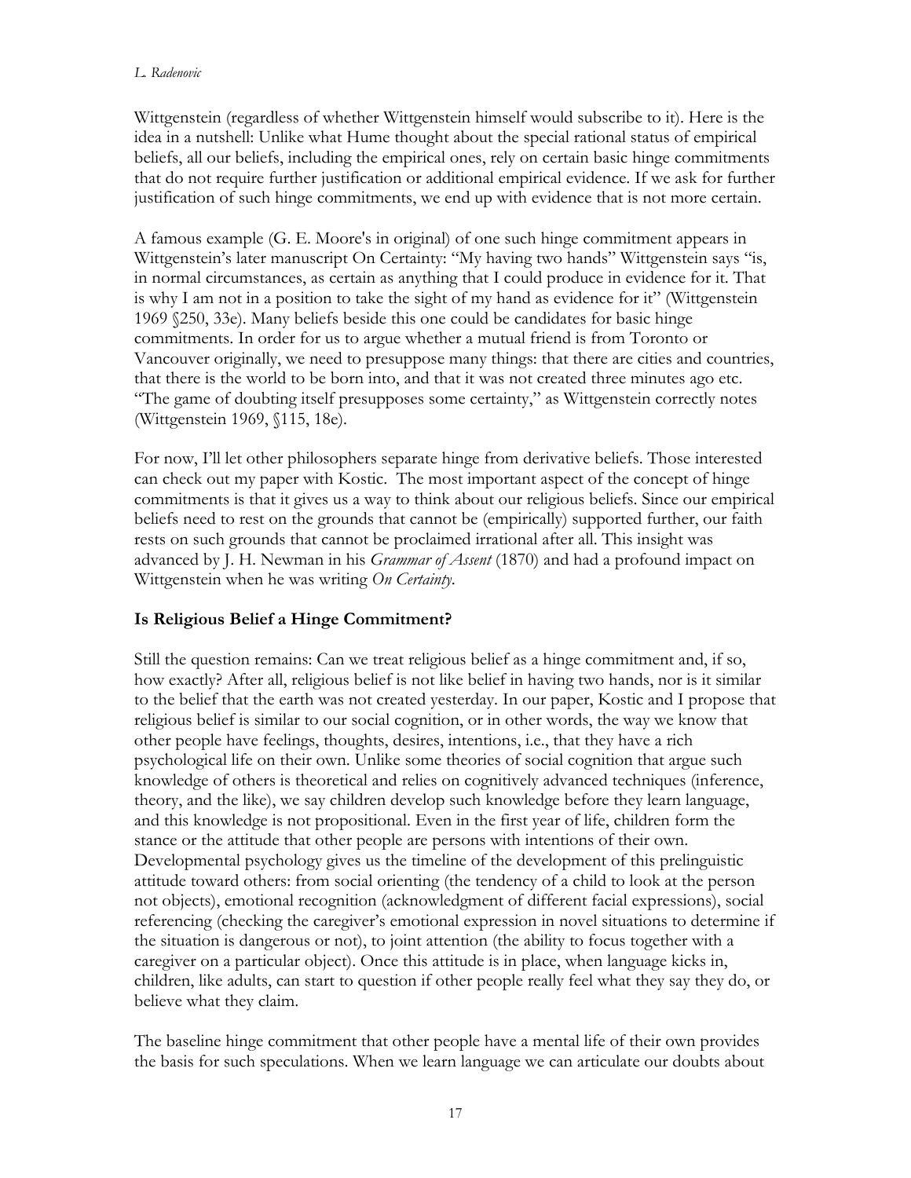Wittgenstein (regardless of whether Wittgenstein himself would subscribe to it). Here is the idea in a nutshell: Unlike what Hume thought about the special rational status of empirical beliefs, all our beliefs, including the empirical ones, rely on certain basic hinge commitments that do not require further justification or additional empirical evidence. If we ask for further justification of such hinge commitments, we end up with evidence that is not more certain.

A famous example (G. E. Moore's in original) of one such hinge commitment appears in Wittgenstein's later manuscript On Certainty: "My having two hands" Wittgenstein says "is, in normal circumstances, as certain as anything that I could produce in evidence for it. That is why I am not in a position to take the sight of my hand as evidence for it" (Wittgenstein 1969 §250, 33e). Many beliefs beside this one could be candidates for basic hinge commitments. In order for us to argue whether a mutual friend is from Toronto or Vancouver originally, we need to presuppose many things: that there are cities and countries, that there is the world to be born into, and that it was not created three minutes ago etc. "The game of doubting itself presupposes some certainty," as Wittgenstein correctly notes (Wittgenstein 1969, §115, 18e).

For now, I'll let other philosophers separate hinge from derivative beliefs. Those interested can check out my paper with Kostic. The most important aspect of the concept of hinge commitments is that it gives us a way to think about our religious beliefs. Since our empirical beliefs need to rest on the grounds that cannot be (empirically) supported further, our faith rests on such grounds that cannot be proclaimed irrational after all. This insight was advanced by J. H. Newman in his *Grammar of Assent* (1870) and had a profound impact on Wittgenstein when he was writing *On Certainty*.

## Is Religious Belief a Hinge Commitment?

Still the question remains: Can we treat religious belief as a hinge commitment and, if so, how exactly? After all, religious belief is not like belief in having two hands, nor is it similar to the belief that the earth was not created yesterday. In our paper, Kostic and I propose that religious belief is similar to our social cognition, or in other words, the way we know that other people have feelings, thoughts, desires, intentions, i.e., that they have a rich psychological life on their own. Unlike some theories of social cognition that argue such knowledge of others is theoretical and relies on cognitively advanced techniques (inference, theory, and the like), we say children develop such knowledge before they learn language, and this knowledge is not propositional. Even in the first year of life, children form the stance or the attitude that other people are persons with intentions of their own. Developmental psychology gives us the timeline of the development of this prelinguistic attitude toward others: from social orienting (the tendency of a child to look at the person not objects), emotional recognition (acknowledgment of different facial expressions), social referencing (checking the caregiver's emotional expression in novel situations to determine if the situation is dangerous or not), to joint attention (the ability to focus together with a caregiver on a particular object). Once this attitude is in place, when language kicks in, children, like adults, can start to question if other people really feel what they say they do, or believe what they claim.

The baseline hinge commitment that other people have a mental life of their own provides the basis for such speculations. When we learn language we can articulate our doubts about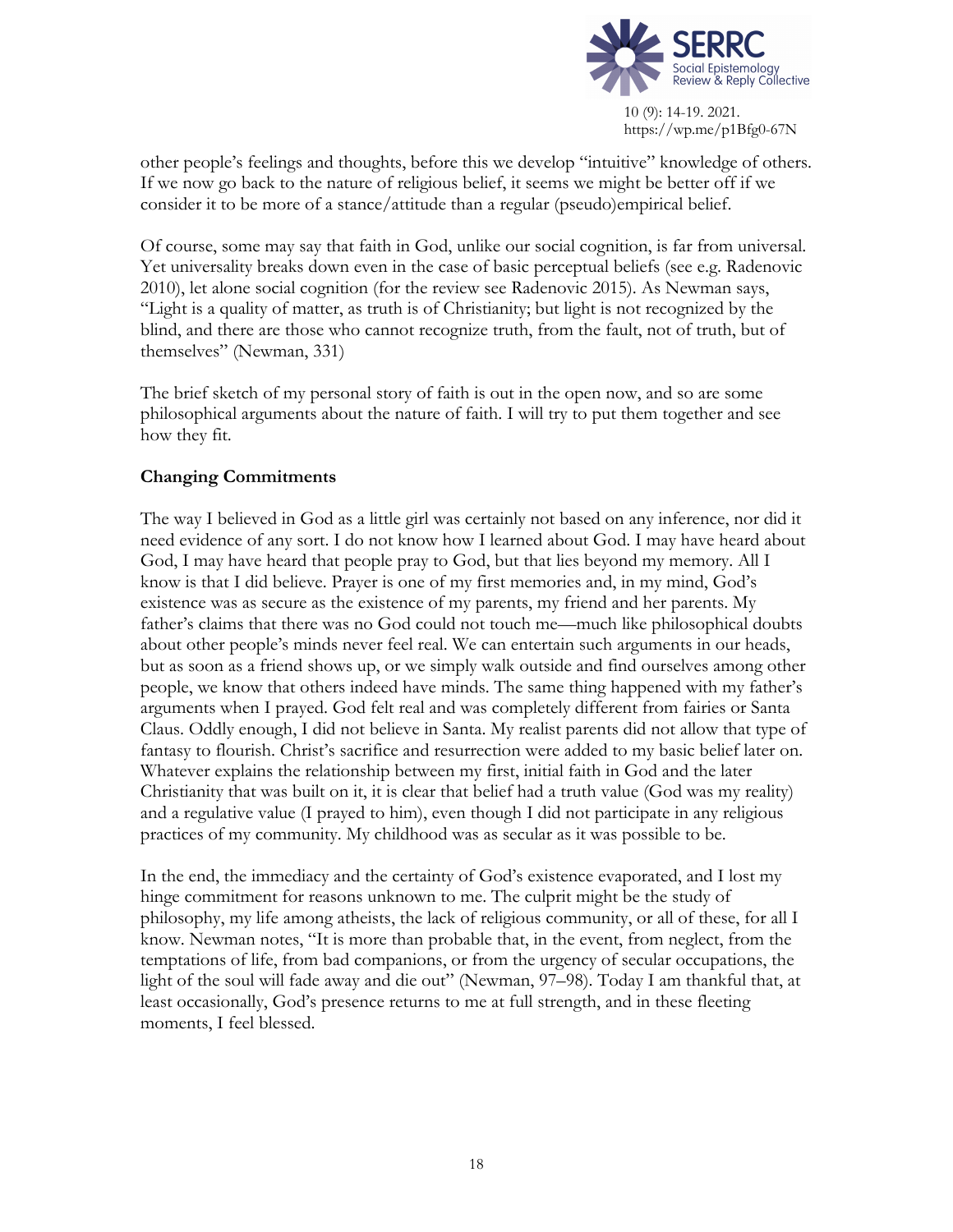other people's feelings and thoughts, before this we develop "intuitive" knowledge of others. If we now go back to the nature of religious belief, it seems we might be better off if we consider it to be more of a stance/attitude than a regular (pseudo)empirical belief.

Of course, some may say that faith in God, unlike our social cognition, is far from universal. Yet universality breaks down even in the case of basic perceptual beliefs (see e.g. Radenovic 2010), let alone social cognition (for the review see Radenovic 2015). As Newman says, "Light is a quality of matter, as truth is of Christianity; but light is not recognized by the blind, and there are those who cannot recognize truth, from the fault, not of truth, but of themselves" (Newman, 331)

The brief sketch of my personal story of faith is out in the open now, and so are some philosophical arguments about the nature of faith. I will try to put them together and see how they fit.

## Changing Commitments

The way I believed in God as a little girl was certainly not based on any inference, nor did it need evidence of any sort. I do not know how I learned about God. I may have heard about God, I may have heard that people pray to God, but that lies beyond my memory. All I know is that I did believe. Prayer is one of my first memories and, in my mind, God's existence was as secure as the existence of my parents, my friend and her parents. My father's claims that there was no God could not touch me—much like philosophical doubts about other people's minds never feel real. We can entertain such arguments in our heads, but as soon as a friend shows up, or we simply walk outside and find ourselves among other people, we know that others indeed have minds. The same thing happened with my father's arguments when I prayed. God felt real and was completely different from fairies or Santa Claus. Oddly enough, I did not believe in Santa. My realist parents did not allow that type of fantasy to flourish. Christ's sacrifice and resurrection were added to my basic belief later on. Whatever explains the relationship between my first, initial faith in God and the later Christianity that was built on it, it is clear that belief had a truth value (God was my reality) and a regulative value (I prayed to him), even though I did not participate in any religious practices of my community. My childhood was as secular as it was possible to be.

In the end, the immediacy and the certainty of God's existence evaporated, and I lost my hinge commitment for reasons unknown to me. The culprit might be the study of philosophy, my life among atheists, the lack of religious community, or all of these, for all I know. Newman notes, "It is more than probable that, in the event, from neglect, from the temptations of life, from bad companions, or from the urgency of secular occupations, the light of the soul will fade away and die out" (Newman, 97–98). Today I am thankful that, at least occasionally, God's presence returns to me at full strength, and in these fleeting moments, I feel blessed.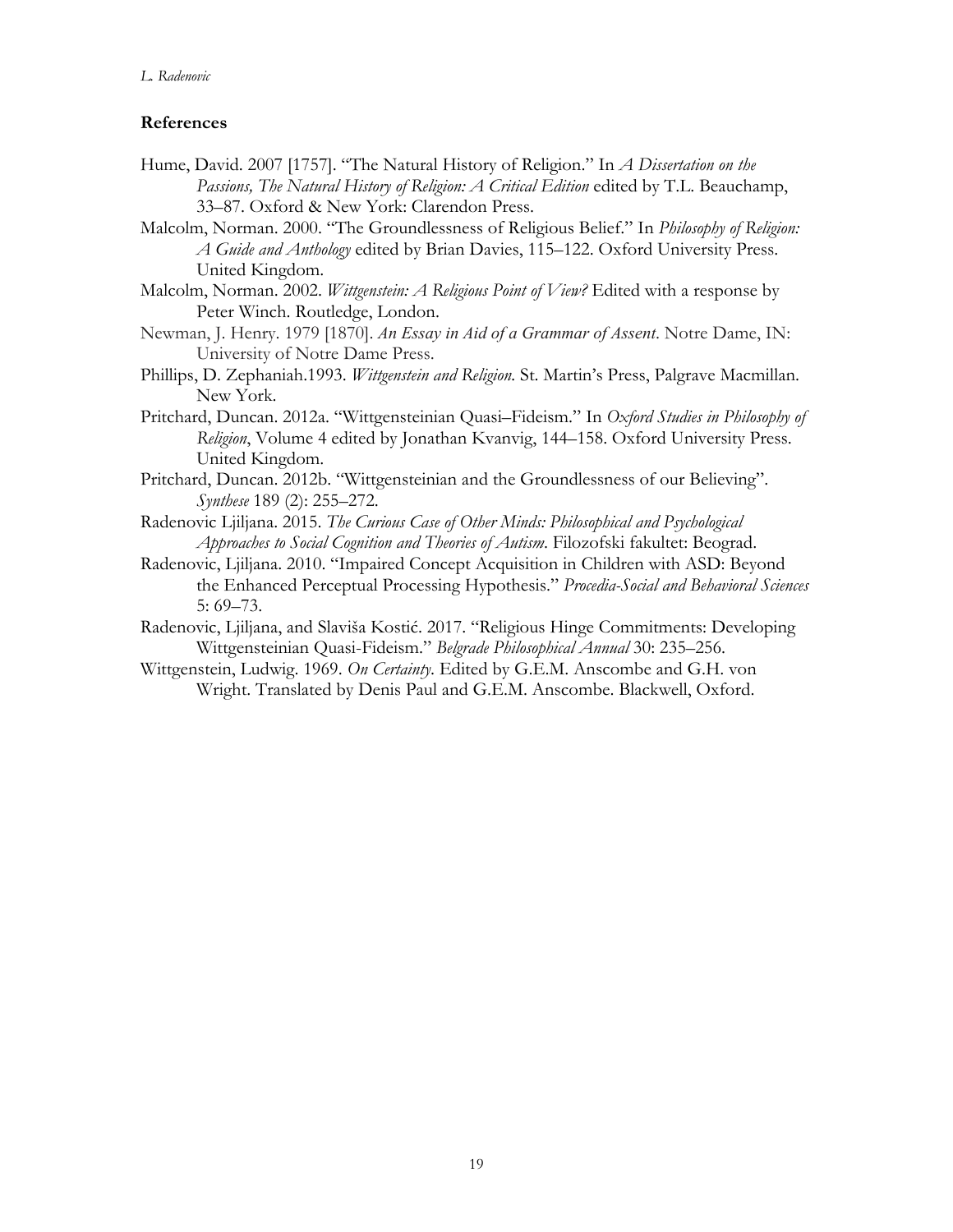## References

Hume, David. 2007 [1757]. "The Natural History of Religion." In *A Dissertation on the Passions, The Natural History of Religion: A Critical Edition* edited by T.L. Beauchamp, 33–87. Oxford & New York: Clarendon Press.

Malcolm, Norman. 2000. "The Groundlessness of Religious Belief." In *Philosophy of Religion: A Guide and Anthology* edited by Brian Davies, 115–122. Oxford University Press. United Kingdom.

Malcolm, Norman. 2002. *Wittgenstein: A Religious Point of View?* Edited with a response by Peter Winch. Routledge, London.

Newman, J. Henry. 1979 [1870]. *An Essay in Aid of a Grammar of Assent*. Notre Dame, IN: University of Notre Dame Press.

Phillips, D. Zephaniah.1993. *Wittgenstein and Religion.* St. Martin's Press, Palgrave Macmillan. New York.

Pritchard, Duncan. 2012a. "Wittgensteinian Quasi–Fideism." In *Oxford Studies in Philosophy of Religion*, Volume 4 edited by Jonathan Kvanvig, 144–158. Oxford University Press. United Kingdom.

Pritchard, Duncan. 2012b. "Wittgensteinian and the Groundlessness of our Believing". *Synthese* 189 (2): 255–272.

Radenovic Ljiljana. 2015. *The Curious Case of Other Minds: Philosophical and Psychological Approaches to Social Cognition and Theories of Autism*. Filozofski fakultet: Beograd.

Radenovic, Ljiljana. 2010. "Impaired Concept Acquisition in Children with ASD: Beyond the Enhanced Perceptual Processing Hypothesis." *Procedia-Social and Behavioral Sciences* 5: 69–73.

Radenovic, Ljiljana, and Slaviša Kostić. 2017. "Religious Hinge Commitments: Developing Wittgensteinian Quasi-Fideism." *Belgrade Philosophical Annual* 30: 235–256.

Wittgenstein, Ludwig. 1969. *On Certainty*. Edited by G.E.M. Anscombe and G.H. von Wright. Translated by Denis Paul and G.E.M. Anscombe. Blackwell, Oxford.